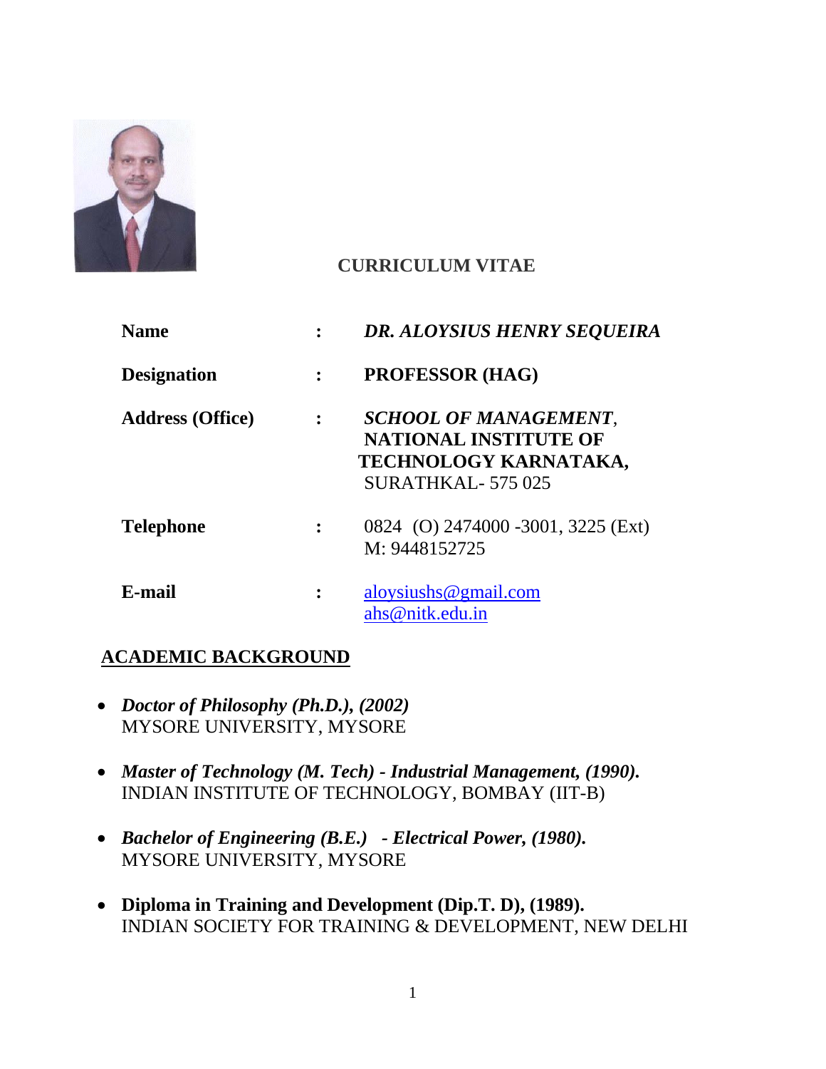# CURRICULUM VITAE

| | | |
|---|---|---|
| **Name** | **:** | ***DR. ALOYSIUS HENRY SEQUEIRA*** |
| **Designation** | **:** | **PROFESSOR (HAG)** |
| **Address (Office)** | **:** | ***SCHOOL OF MANAGEMENT***, **NATIONAL INSTITUTE OF TECHNOLOGY KARNATAKA,** SURATHKAL- 575 025 |
| **Telephone** | **:** | 0824 (O) 2474000 -3001, 3225 (Ext) M: 9448152725 |
| **E-mail** | **:** | aloysiushs@gmail.com ahs@nitk.edu.in |

## ACADEMIC BACKGROUND

- ***Doctor of Philosophy (Ph.D.), (2002)***
  MYSORE UNIVERSITY, MYSORE

- ***Master of Technology (M. Tech) - Industrial Management, (1990).***
  INDIAN INSTITUTE OF TECHNOLOGY, BOMBAY (IIT-B)

- ***Bachelor of Engineering (B.E.) - Electrical Power, (1980).***
  MYSORE UNIVERSITY, MYSORE

- **Diploma in Training and Development (Dip.T. D), (1989).**
  INDIAN SOCIETY FOR TRAINING & DEVELOPMENT, NEW DELHI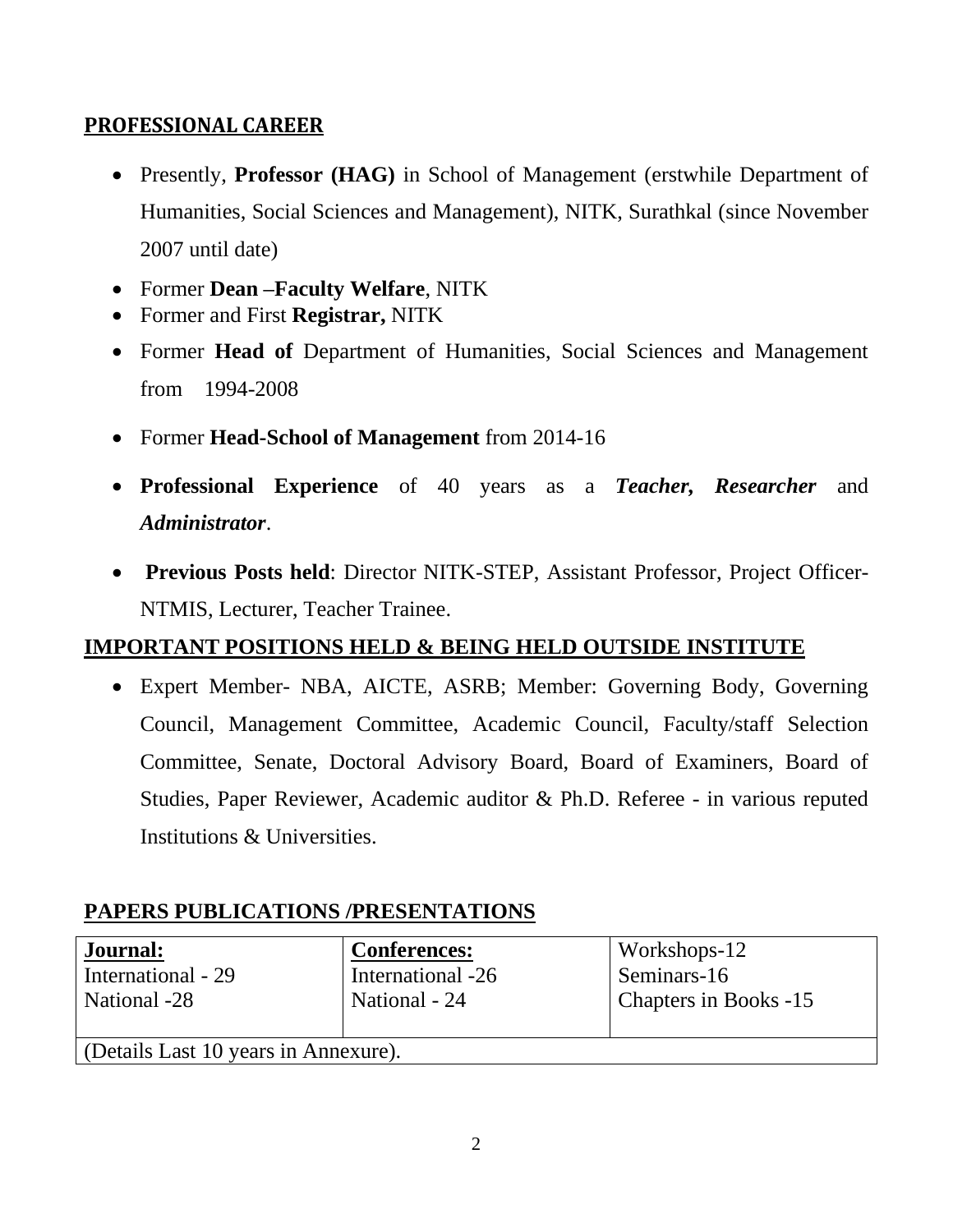## PROFESSIONAL CAREER

- Presently, **Professor (HAG)** in School of Management (erstwhile Department of Humanities, Social Sciences and Management), NITK, Surathkal (since November 2007 until date)
- Former **Dean –Faculty Welfare**, NITK
- Former and First **Registrar,** NITK
- Former **Head of** Department of Humanities, Social Sciences and Management from 1994-2008
- Former **Head-School of Management** from 2014-16
- **Professional Experience** of 40 years as a ***Teacher, Researcher*** and ***Administrator***.
- **Previous Posts held**: Director NITK-STEP, Assistant Professor, Project Officer-NTMIS, Lecturer, Teacher Trainee.

## IMPORTANT POSITIONS HELD & BEING HELD OUTSIDE INSTITUTE

- Expert Member- NBA, AICTE, ASRB; Member: Governing Body, Governing Council, Management Committee, Academic Council, Faculty/staff Selection Committee, Senate, Doctoral Advisory Board, Board of Examiners, Board of Studies, Paper Reviewer, Academic auditor & Ph.D. Referee - in various reputed Institutions & Universities.

## PAPERS PUBLICATIONS /PRESENTATIONS

| **Journal:**<br>International - 29<br>National -28 | **Conferences:**<br>International -26<br>National - 24 | Workshops-12<br>Seminars-16<br>Chapters in Books -15 |
|---|---|---|
| (Details Last 10 years in Annexure). | | |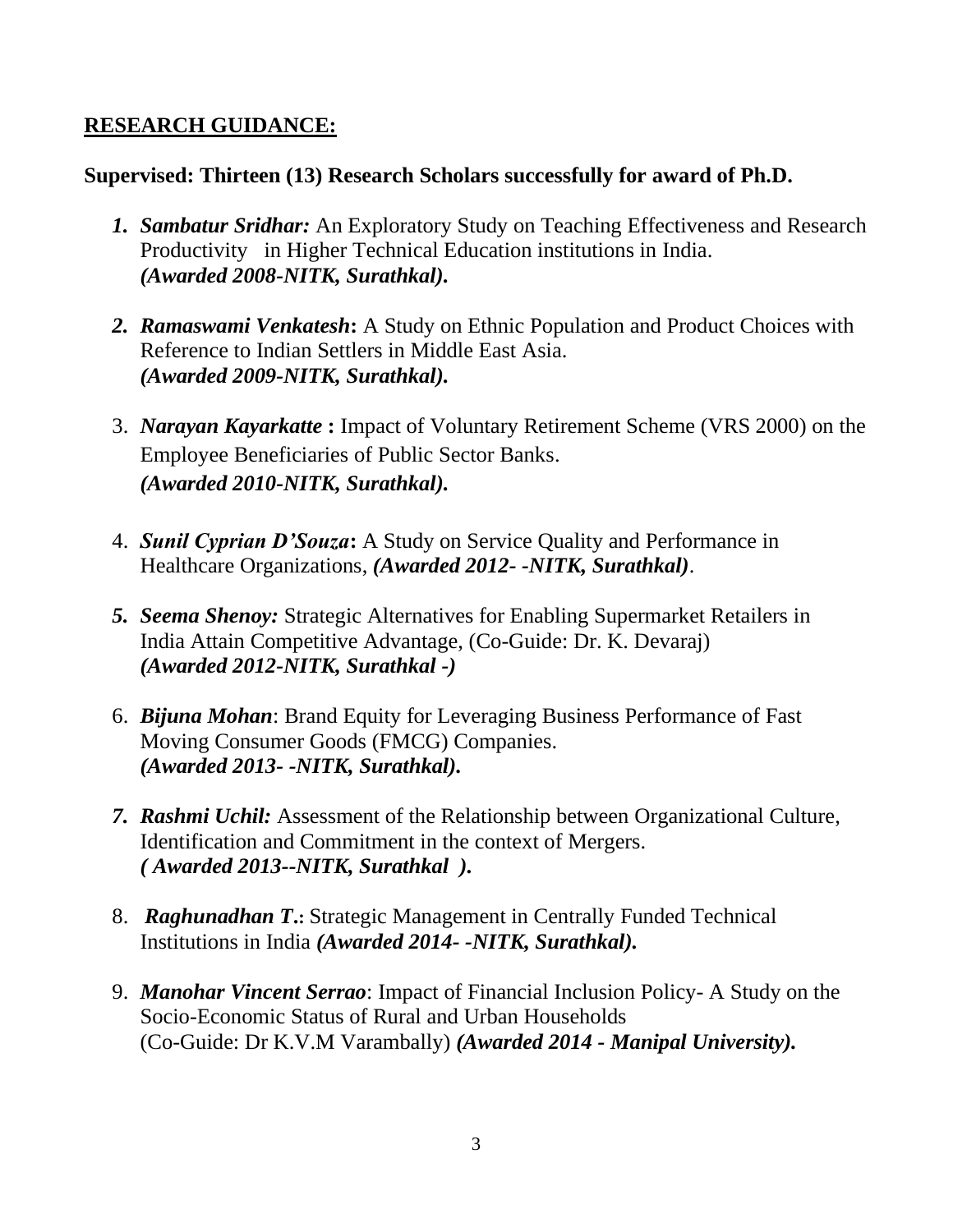## RESEARCH GUIDANCE:

**Supervised: Thirteen (13) Research Scholars successfully for award of Ph.D.**

1. ***Sambatur Sridhar:*** An Exploratory Study on Teaching Effectiveness and Research Productivity in Higher Technical Education institutions in India.
   ***(Awarded 2008-NITK, Surathkal).***

2. ***Ramaswami Venkatesh*:** A Study on Ethnic Population and Product Choices with Reference to Indian Settlers in Middle East Asia.
   ***(Awarded 2009-NITK, Surathkal).***

3. ***Narayan Kayarkatte* :** Impact of Voluntary Retirement Scheme (VRS 2000) on the Employee Beneficiaries of Public Sector Banks.
   ***(Awarded 2010-NITK, Surathkal).***

4. ***Sunil Cyprian D'Souza*:** A Study on Service Quality and Performance in Healthcare Organizations, ***(Awarded 2012- -NITK, Surathkal)***.

5. ***Seema Shenoy:*** Strategic Alternatives for Enabling Supermarket Retailers in India Attain Competitive Advantage, (Co-Guide: Dr. K. Devaraj)
   ***(Awarded 2012-NITK, Surathkal -)***

6. ***Bijuna Mohan***: Brand Equity for Leveraging Business Performance of Fast Moving Consumer Goods (FMCG) Companies.
   ***(Awarded 2013- -NITK, Surathkal).***

7. ***Rashmi Uchil:*** Assessment of the Relationship between Organizational Culture, Identification and Commitment in the context of Mergers.
   ***( Awarded 2013--NITK, Surathkal ).***

8. ***Raghunadhan T.*:** Strategic Management in Centrally Funded Technical Institutions in India ***(Awarded 2014- -NITK, Surathkal).***

9. ***Manohar Vincent Serrao***: Impact of Financial Inclusion Policy- A Study on the Socio-Economic Status of Rural and Urban Households
   (Co-Guide: Dr K.V.M Varambally) ***(Awarded 2014 - Manipal University).***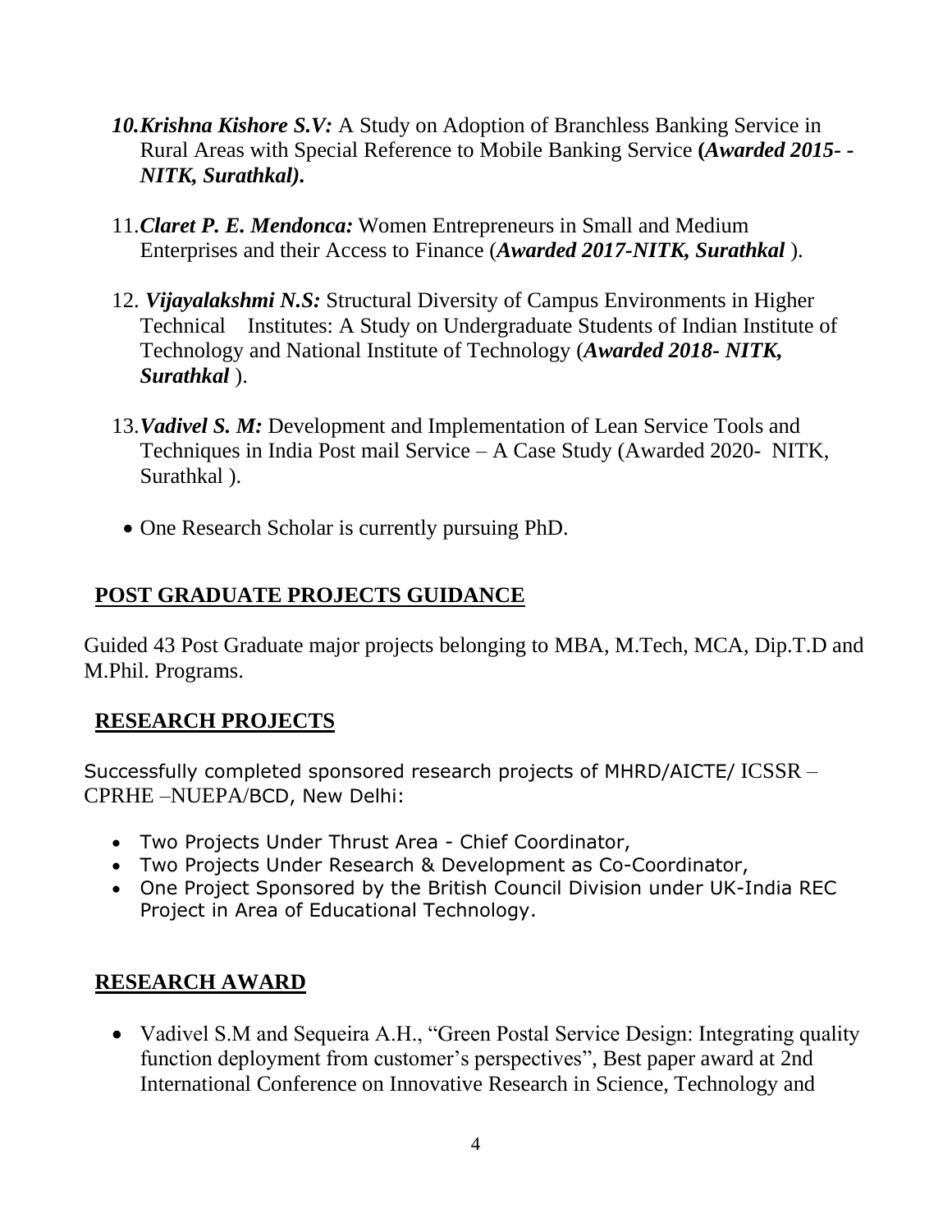10. ***Krishna Kishore S.V:*** A Study on Adoption of Branchless Banking Service in Rural Areas with Special Reference to Mobile Banking Service **(*Awarded 2015- - NITK, Surathkal).***

11. ***Claret P. E. Mendonca:*** Women Entrepreneurs in Small and Medium Enterprises and their Access to Finance (***Awarded 2017-NITK, Surathkal*** ).

12. ***Vijayalakshmi N.S:*** Structural Diversity of Campus Environments in Higher Technical Institutes: A Study on Undergraduate Students of Indian Institute of Technology and National Institute of Technology (***Awarded 2018- NITK, Surathkal*** ).

13. ***Vadivel S. M:*** Development and Implementation of Lean Service Tools and Techniques in India Post mail Service – A Case Study (Awarded 2020- NITK, Surathkal ).

- One Research Scholar is currently pursuing PhD.

## POST GRADUATE PROJECTS GUIDANCE

Guided 43 Post Graduate major projects belonging to MBA, M.Tech, MCA, Dip.T.D and M.Phil. Programs.

## RESEARCH PROJECTS

Successfully completed sponsored research projects of MHRD/AICTE/ ICSSR – CPRHE –NUEPA/BCD, New Delhi:

- Two Projects Under Thrust Area - Chief Coordinator,
- Two Projects Under Research & Development as Co-Coordinator,
- One Project Sponsored by the British Council Division under UK-India REC Project in Area of Educational Technology.

## RESEARCH AWARD

- Vadivel S.M and Sequeira A.H., "Green Postal Service Design: Integrating quality function deployment from customer's perspectives", Best paper award at 2nd International Conference on Innovative Research in Science, Technology and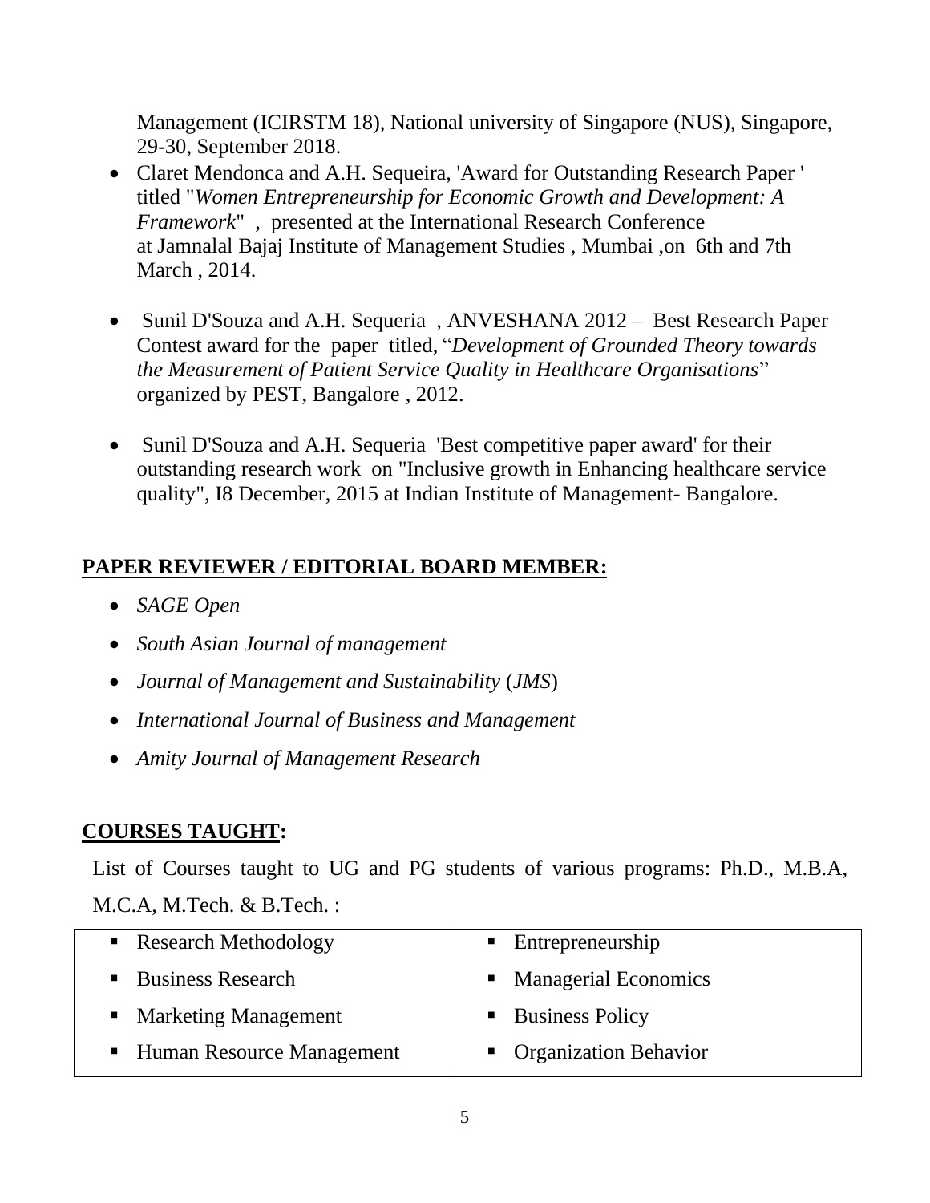Management (ICIRSTM 18), National university of Singapore (NUS), Singapore, 29-30, September 2018.

- Claret Mendonca and A.H. Sequeira, 'Award for Outstanding Research Paper ' titled "*Women Entrepreneurship for Economic Growth and Development: A Framework*" , presented at the International Research Conference at Jamnalal Bajaj Institute of Management Studies , Mumbai ,on 6th and 7th March , 2014.
- Sunil D'Souza and A.H. Sequeria , ANVESHANA 2012 – Best Research Paper Contest award for the paper titled, "*Development of Grounded Theory towards the Measurement of Patient Service Quality in Healthcare Organisations*" organized by PEST, Bangalore , 2012.
- Sunil D'Souza and A.H. Sequeria 'Best competitive paper award' for their outstanding research work on "Inclusive growth in Enhancing healthcare service quality", I8 December, 2015 at Indian Institute of Management- Bangalore.

## PAPER REVIEWER / EDITORIAL BOARD MEMBER:

- *SAGE Open*
- *South Asian Journal of management*
- *Journal of Management and Sustainability* (*JMS*)
- *International Journal of Business and Management*
- *Amity Journal of Management Research*

## COURSES TAUGHT:

List of Courses taught to UG and PG students of various programs: Ph.D., M.B.A, M.C.A, M.Tech. & B.Tech. :

| | |
|---|---|
| ▪ Research Methodology | ▪ Entrepreneurship |
| ▪ Business Research | ▪ Managerial Economics |
| ▪ Marketing Management | ▪ Business Policy |
| ▪ Human Resource Management | ▪ Organization Behavior |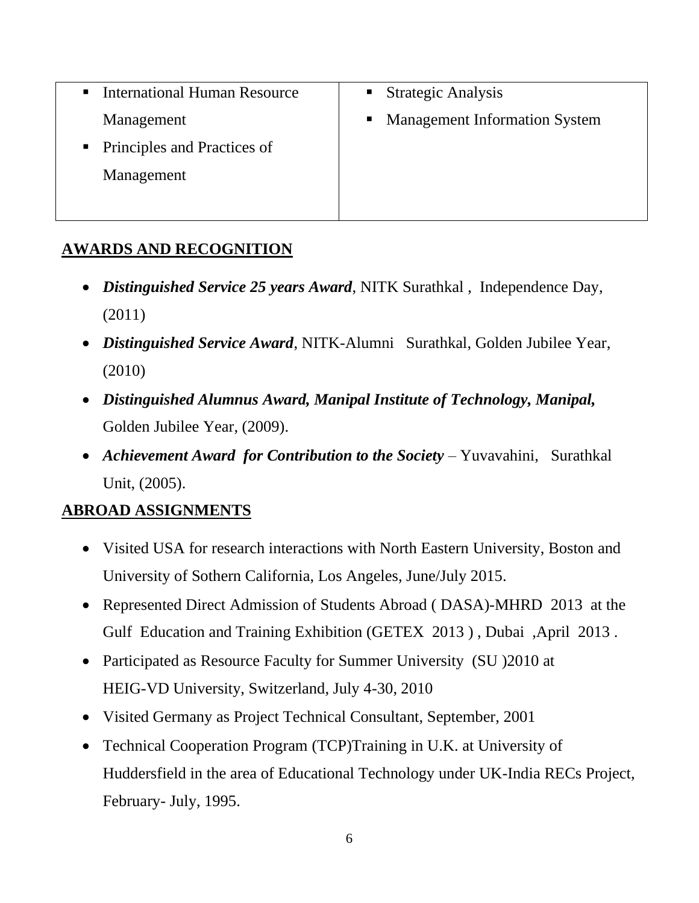| ▪ International Human Resource Management<br>▪ Principles and Practices of Management | ▪ Strategic Analysis<br>▪ Management Information System |
|---|---|

## AWARDS AND RECOGNITION

- ***Distinguished Service 25 years Award***, NITK Surathkal , Independence Day, (2011)
- ***Distinguished Service Award***, NITK-Alumni Surathkal, Golden Jubilee Year, (2010)
- ***Distinguished Alumnus Award, Manipal Institute of Technology, Manipal,*** Golden Jubilee Year, (2009).
- ***Achievement Award for Contribution to the Society*** – Yuvavahini, Surathkal Unit, (2005).

## ABROAD ASSIGNMENTS

- Visited USA for research interactions with North Eastern University, Boston and University of Sothern California, Los Angeles, June/July 2015.
- Represented Direct Admission of Students Abroad ( DASA)-MHRD 2013 at the Gulf Education and Training Exhibition (GETEX 2013 ) , Dubai ,April 2013 .
- Participated as Resource Faculty for Summer University (SU )2010 at HEIG-VD University, Switzerland, July 4-30, 2010
- Visited Germany as Project Technical Consultant, September, 2001
- Technical Cooperation Program (TCP)Training in U.K. at University of Huddersfield in the area of Educational Technology under UK-India RECs Project, February- July, 1995.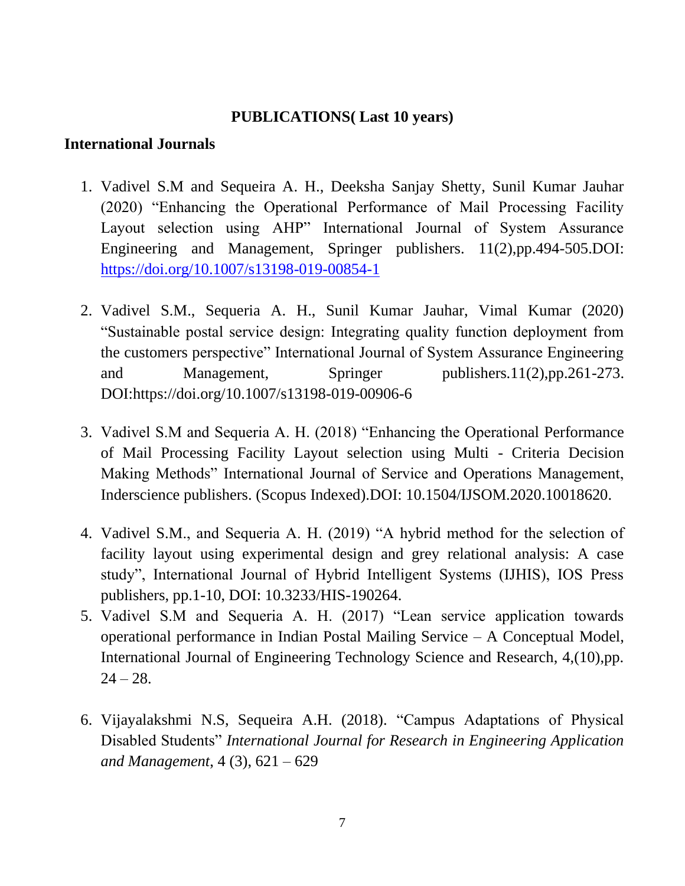## PUBLICATIONS( Last 10 years)

### International Journals

1. Vadivel S.M and Sequeira A. H., Deeksha Sanjay Shetty, Sunil Kumar Jauhar (2020) "Enhancing the Operational Performance of Mail Processing Facility Layout selection using AHP" International Journal of System Assurance Engineering and Management, Springer publishers. 11(2),pp.494-505.DOI: https://doi.org/10.1007/s13198-019-00854-1

2. Vadivel S.M., Sequeria A. H., Sunil Kumar Jauhar, Vimal Kumar (2020) "Sustainable postal service design: Integrating quality function deployment from the customers perspective" International Journal of System Assurance Engineering and Management, Springer publishers.11(2),pp.261-273. DOI:https://doi.org/10.1007/s13198-019-00906-6

3. Vadivel S.M and Sequeria A. H. (2018) "Enhancing the Operational Performance of Mail Processing Facility Layout selection using Multi - Criteria Decision Making Methods" International Journal of Service and Operations Management, Inderscience publishers. (Scopus Indexed).DOI: 10.1504/IJSOM.2020.10018620.

4. Vadivel S.M., and Sequeria A. H. (2019) "A hybrid method for the selection of facility layout using experimental design and grey relational analysis: A case study", International Journal of Hybrid Intelligent Systems (IJHIS), IOS Press publishers, pp.1-10, DOI: 10.3233/HIS-190264.
5. Vadivel S.M and Sequeria A. H. (2017) "Lean service application towards operational performance in Indian Postal Mailing Service – A Conceptual Model, International Journal of Engineering Technology Science and Research, 4,(10),pp. 24 – 28.

6. Vijayalakshmi N.S, Sequeira A.H. (2018). "Campus Adaptations of Physical Disabled Students" *International Journal for Research in Engineering Application and Management*, 4 (3), 621 – 629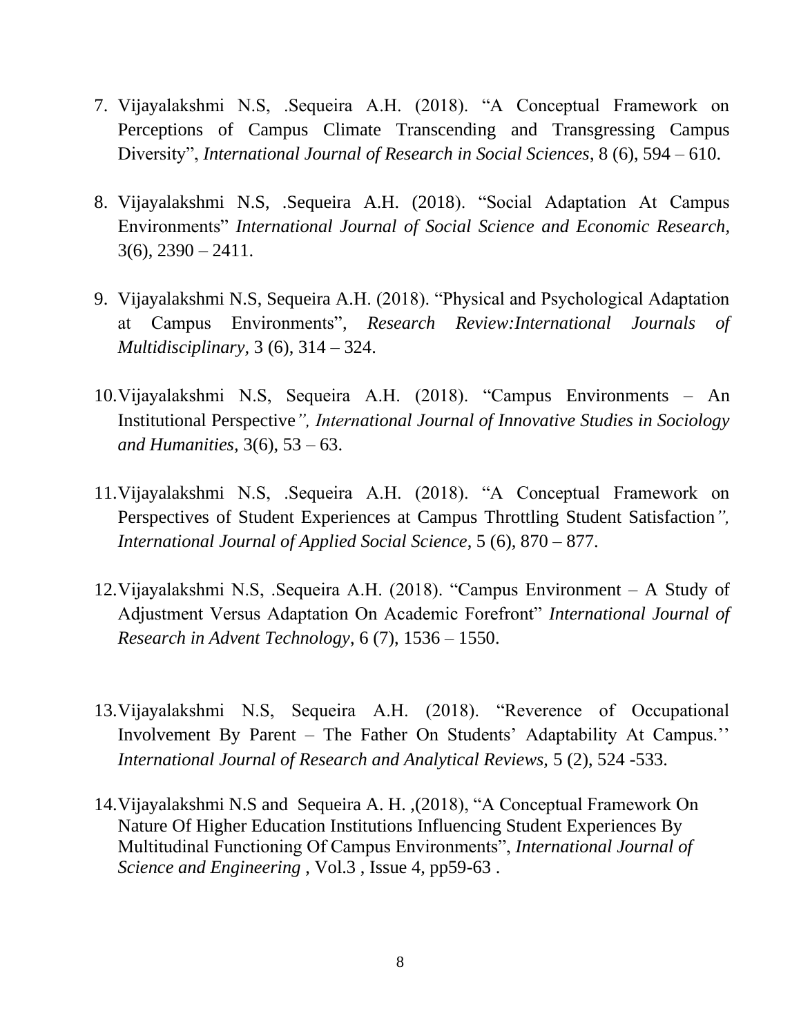7. Vijayalakshmi N.S, .Sequeira A.H. (2018). "A Conceptual Framework on Perceptions of Campus Climate Transcending and Transgressing Campus Diversity", *International Journal of Research in Social Sciences*, 8 (6), 594 – 610.

8. Vijayalakshmi N.S, .Sequeira A.H. (2018). "Social Adaptation At Campus Environments" *International Journal of Social Science and Economic Research,* 3(6), 2390 – 2411.

9. Vijayalakshmi N.S, Sequeira A.H. (2018). "Physical and Psychological Adaptation at Campus Environments", *Research Review:International Journals of Multidisciplinary,* 3 (6), 314 – 324.

10. Vijayalakshmi N.S, Sequeira A.H. (2018). "Campus Environments – An Institutional Perspective*", International Journal of Innovative Studies in Sociology and Humanities,* 3(6), 53 – 63.

11. Vijayalakshmi N.S, .Sequeira A.H. (2018). "A Conceptual Framework on Perspectives of Student Experiences at Campus Throttling Student Satisfaction*", International Journal of Applied Social Science*, 5 (6), 870 – 877.

12. Vijayalakshmi N.S, .Sequeira A.H. (2018). "Campus Environment – A Study of Adjustment Versus Adaptation On Academic Forefront" *International Journal of Research in Advent Technology*, 6 (7), 1536 – 1550.

13. Vijayalakshmi N.S, Sequeira A.H. (2018). "Reverence of Occupational Involvement By Parent – The Father On Students' Adaptability At Campus.'' *International Journal of Research and Analytical Reviews,* 5 (2), 524 -533.

14. Vijayalakshmi N.S and Sequeira A. H. ,(2018), "A Conceptual Framework On Nature Of Higher Education Institutions Influencing Student Experiences By Multitudinal Functioning Of Campus Environments", *International Journal of Science and Engineering* , Vol.3 , Issue 4, pp59-63 .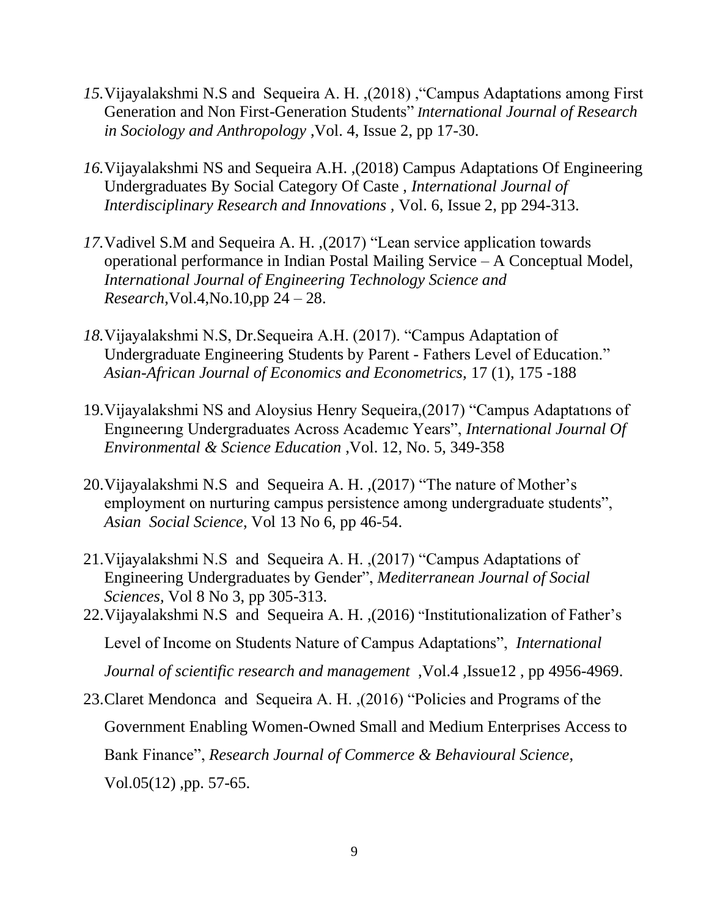15. Vijayalakshmi N.S and Sequeira A. H. ,(2018) ,"Campus Adaptations among First Generation and Non First-Generation Students" *International Journal of Research in Sociology and Anthropology* ,Vol. 4, Issue 2, pp 17-30.

16. Vijayalakshmi NS and Sequeira A.H. ,(2018) Campus Adaptations Of Engineering Undergraduates By Social Category Of Caste , *International Journal of Interdisciplinary Research and Innovations* , Vol. 6, Issue 2, pp 294-313.

17. Vadivel S.M and Sequeira A. H. ,(2017) "Lean service application towards operational performance in Indian Postal Mailing Service – A Conceptual Model, *International Journal of Engineering Technology Science and Research*,Vol.4,No.10,pp 24 – 28.

18. Vijayalakshmi N.S, Dr.Sequeira A.H. (2017). "Campus Adaptation of Undergraduate Engineering Students by Parent - Fathers Level of Education." *Asian-African Journal of Economics and Econometrics*, 17 (1), 175 -188

19. Vijayalakshmi NS and Aloysius Henry Sequeira,(2017) "Campus Adaptatıons of Engıneerıng Undergraduates Across Academıc Years", *International Journal Of Environmental & Science Education* ,Vol. 12, No. 5, 349-358

20. Vijayalakshmi N.S and Sequeira A. H. ,(2017) "The nature of Mother's employment on nurturing campus persistence among undergraduate students", *Asian Social Science*, Vol 13 No 6, pp 46-54.

21. Vijayalakshmi N.S and Sequeira A. H. ,(2017) "Campus Adaptations of Engineering Undergraduates by Gender", *Mediterranean Journal of Social Sciences*, Vol 8 No 3, pp 305-313.

22. Vijayalakshmi N.S and Sequeira A. H. ,(2016) "Institutionalization of Father's Level of Income on Students Nature of Campus Adaptations", *International Journal of scientific research and management* ,Vol.4 ,Issue12 , pp 4956-4969.

23. Claret Mendonca and Sequeira A. H. ,(2016) "Policies and Programs of the Government Enabling Women-Owned Small and Medium Enterprises Access to Bank Finance", *Research Journal of Commerce & Behavioural Science*, Vol.05(12) ,pp. 57-65.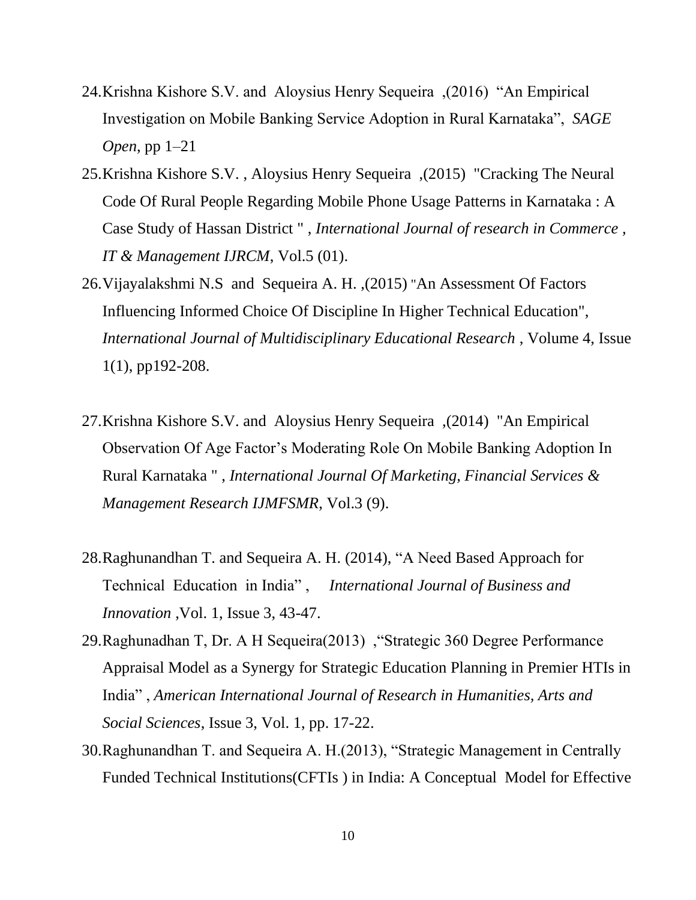24. Krishna Kishore S.V. and Aloysius Henry Sequeira ,(2016) "An Empirical Investigation on Mobile Banking Service Adoption in Rural Karnataka", *SAGE Open*, pp 1–21
25. Krishna Kishore S.V. , Aloysius Henry Sequeira ,(2015) "Cracking The Neural Code Of Rural People Regarding Mobile Phone Usage Patterns in Karnataka : A Case Study of Hassan District " , *International Journal of research in Commerce , IT & Management IJRCM*, Vol.5 (01).
26. Vijayalakshmi N.S and Sequeira A. H. ,(2015) "An Assessment Of Factors Influencing Informed Choice Of Discipline In Higher Technical Education", *International Journal of Multidisciplinary Educational Research* , Volume 4, Issue 1(1), pp192-208.
27. Krishna Kishore S.V. and Aloysius Henry Sequeira ,(2014) "An Empirical Observation Of Age Factor's Moderating Role On Mobile Banking Adoption In Rural Karnataka " *, International Journal Of Marketing, Financial Services & Management Research IJMFSMR*, Vol.3 (9).
28. Raghunandhan T. and Sequeira A. H. (2014), "A Need Based Approach for Technical Education in India" , *International Journal of Business and Innovation* ,Vol. 1, Issue 3, 43-47.
29. Raghunadhan T, Dr. A H Sequeira(2013) ,"Strategic 360 Degree Performance Appraisal Model as a Synergy for Strategic Education Planning in Premier HTIs in India" , *American International Journal of Research in Humanities, Arts and Social Sciences*, Issue 3, Vol. 1, pp. 17-22.
30. Raghunandhan T. and Sequeira A. H.(2013), "Strategic Management in Centrally Funded Technical Institutions(CFTIs ) in India: A Conceptual Model for Effective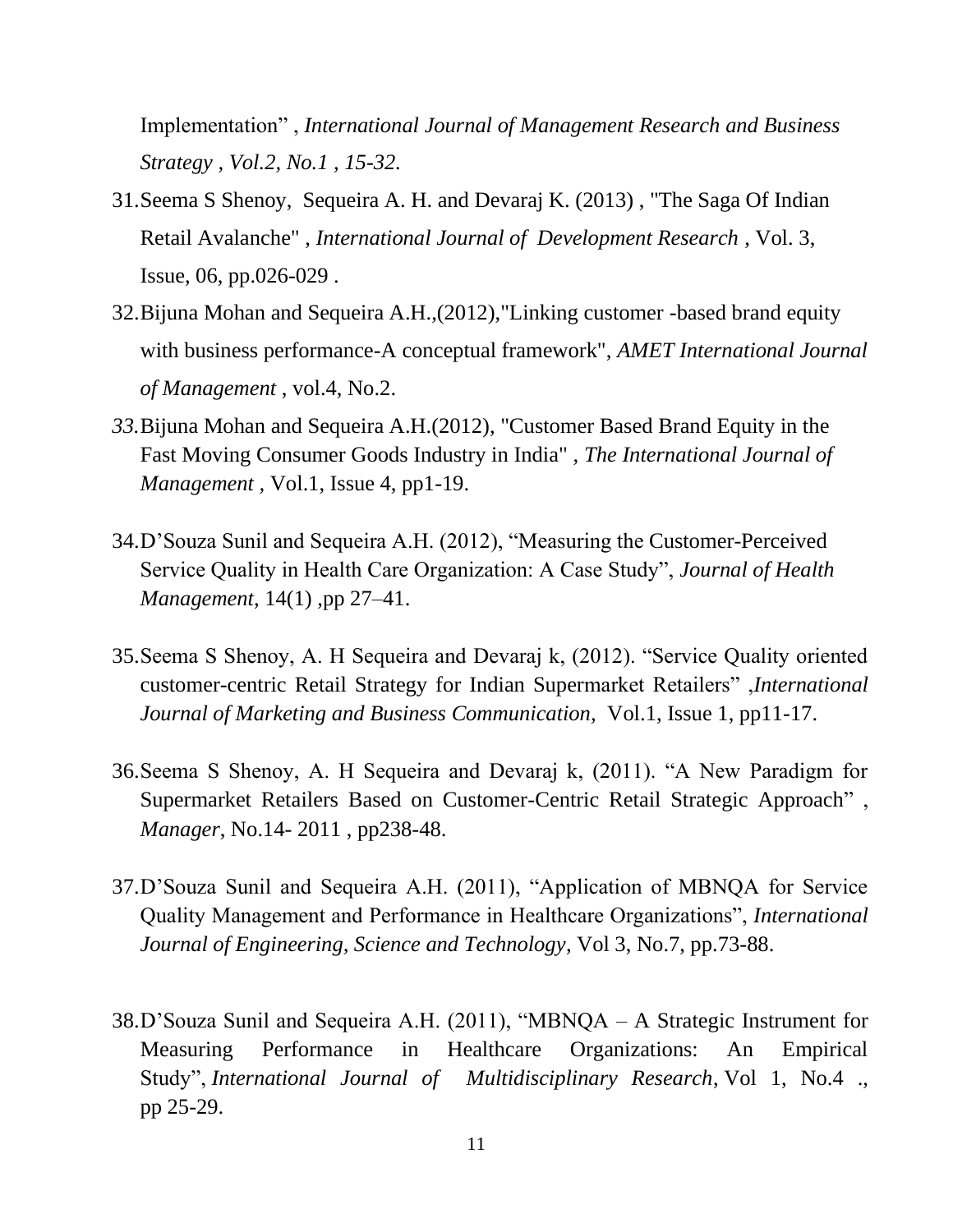Implementation" , *International Journal of Management Research and Business Strategy , Vol.2, No.1 , 15-32.*

31. Seema S Shenoy, Sequeira A. H. and Devaraj K. (2013) , "The Saga Of Indian Retail Avalanche" , *International Journal of Development Research* , Vol. 3, Issue, 06, pp.026-029 .

32. Bijuna Mohan and Sequeira A.H.,(2012),"Linking customer -based brand equity with business performance-A conceptual framework", *AMET International Journal of Management* , vol.4, No.2.

33. Bijuna Mohan and Sequeira A.H.(2012), "Customer Based Brand Equity in the Fast Moving Consumer Goods Industry in India" , *The International Journal of Management ,* Vol.1, Issue 4, pp1-19.

34. D'Souza Sunil and Sequeira A.H. (2012), "Measuring the Customer-Perceived Service Quality in Health Care Organization: A Case Study", *Journal of Health Management*, 14(1) ,pp 27–41.

35. Seema S Shenoy, A. H Sequeira and Devaraj k, (2012). "Service Quality oriented customer-centric Retail Strategy for Indian Supermarket Retailers" ,*International Journal of Marketing and Business Communication,* Vol.1, Issue 1, pp11-17.

36. Seema S Shenoy, A. H Sequeira and Devaraj k, (2011). "A New Paradigm for Supermarket Retailers Based on Customer-Centric Retail Strategic Approach" , *Manager*, No.14- 2011 , pp238-48.

37. D'Souza Sunil and Sequeira A.H. (2011), "Application of MBNQA for Service Quality Management and Performance in Healthcare Organizations", *International Journal of Engineering, Science and Technology,* Vol 3, No.7, pp.73-88.

38. D'Souza Sunil and Sequeira A.H. (2011), "MBNQA – A Strategic Instrument for Measuring Performance in Healthcare Organizations: An Empirical Study", *International Journal of Multidisciplinary Research*, Vol 1, No.4 ., pp 25-29.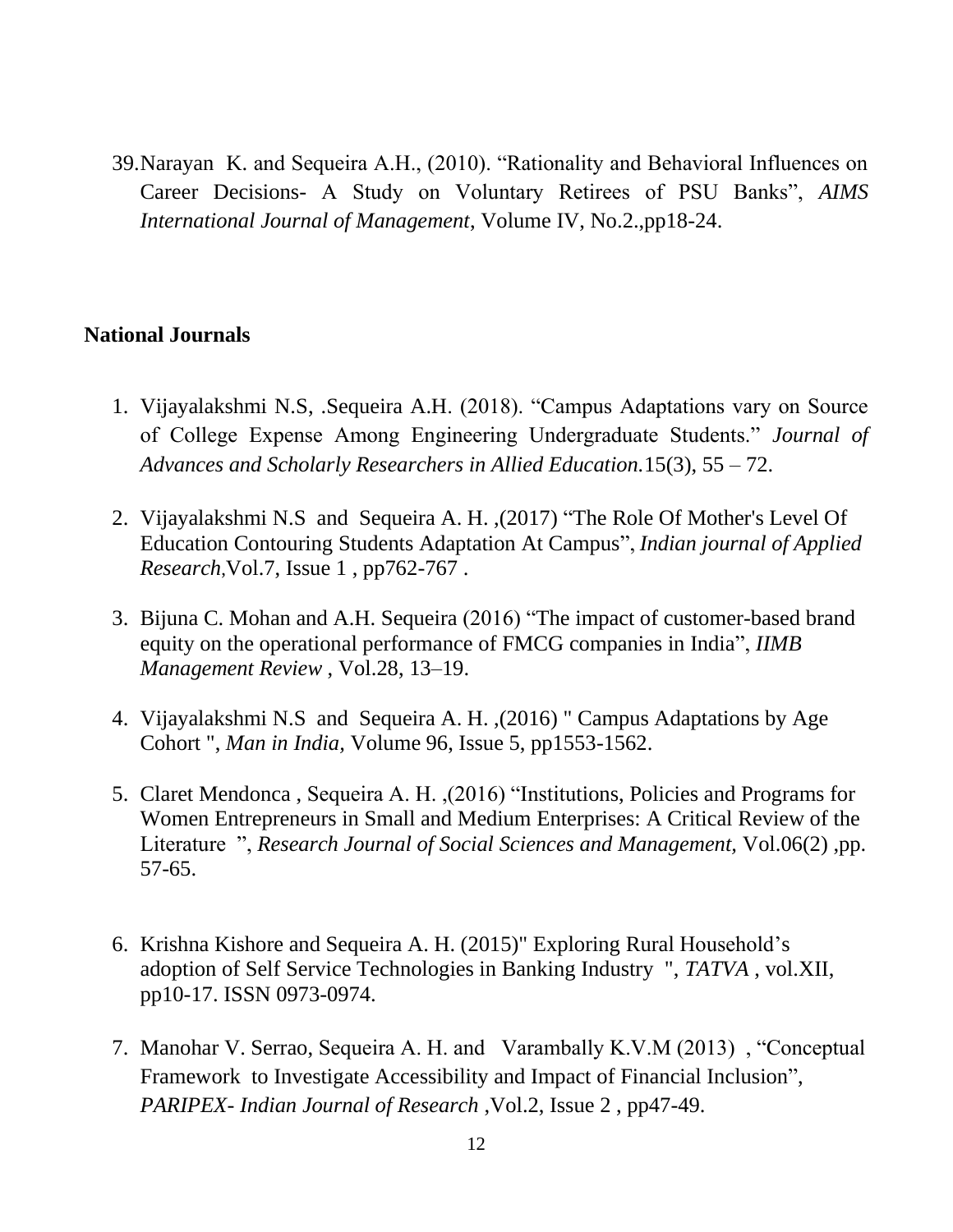39. Narayan K. and Sequeira A.H., (2010). "Rationality and Behavioral Influences on Career Decisions- A Study on Voluntary Retirees of PSU Banks", *AIMS International Journal of Management*, Volume IV, No.2.,pp18-24.

## National Journals

1. Vijayalakshmi N.S, .Sequeira A.H. (2018). "Campus Adaptations vary on Source of College Expense Among Engineering Undergraduate Students." *Journal of Advances and Scholarly Researchers in Allied Education.*15(3), 55 – 72.

2. Vijayalakshmi N.S and Sequeira A. H. ,(2017) "The Role Of Mother's Level Of Education Contouring Students Adaptation At Campus", *Indian journal of Applied Research,*Vol.7, Issue 1 , pp762-767 .

3. Bijuna C. Mohan and A.H. Sequeira (2016) "The impact of customer-based brand equity on the operational performance of FMCG companies in India", *IIMB Management Review* , Vol.28, 13–19.

4. Vijayalakshmi N.S and Sequeira A. H. ,(2016) " Campus Adaptations by Age Cohort ", *Man in India,* Volume 96, Issue 5, pp1553-1562.

5. Claret Mendonca , Sequeira A. H. ,(2016) "Institutions, Policies and Programs for Women Entrepreneurs in Small and Medium Enterprises: A Critical Review of the Literature ", *Research Journal of Social Sciences and Management,* Vol.06(2) ,pp. 57-65.

6. Krishna Kishore and Sequeira A. H. (2015)" Exploring Rural Household's adoption of Self Service Technologies in Banking Industry ", *TATVA* , vol.XII, pp10-17. ISSN 0973-0974.

7. Manohar V. Serrao, Sequeira A. H. and Varambally K.V.M (2013) , "Conceptual Framework to Investigate Accessibility and Impact of Financial Inclusion", *PARIPEX- Indian Journal of Research* ,Vol.2, Issue 2 , pp47-49.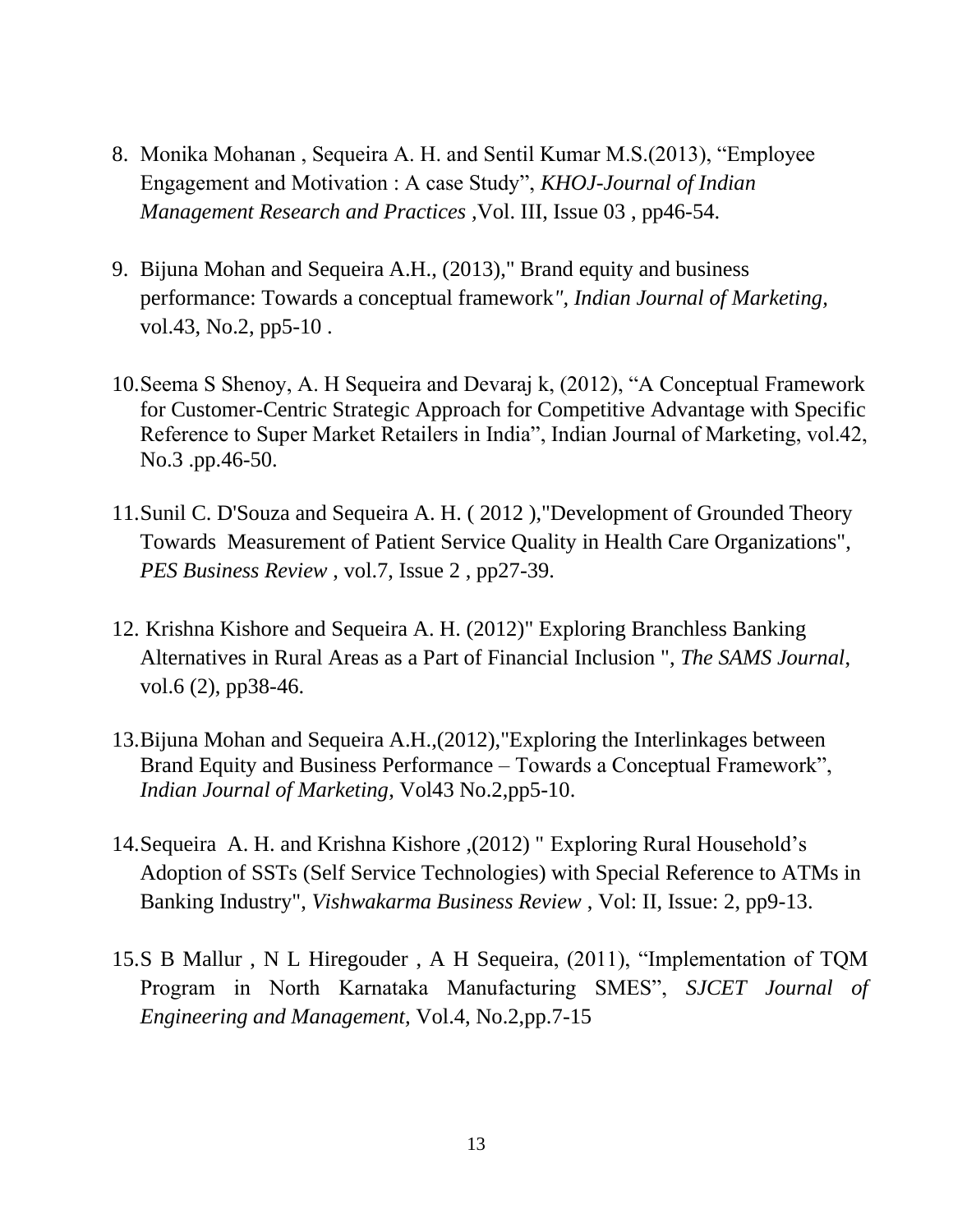8. Monika Mohanan , Sequeira A. H. and Sentil Kumar M.S.(2013), "Employee Engagement and Motivation : A case Study", *KHOJ-Journal of Indian Management Research and Practices* ,Vol. III, Issue 03 , pp46-54.

9. Bijuna Mohan and Sequeira A.H., (2013)," Brand equity and business performance: Towards a conceptual framework*", Indian Journal of Marketing,* vol.43, No.2, pp5-10 .

10. Seema S Shenoy, A. H Sequeira and Devaraj k, (2012), "A Conceptual Framework for Customer-Centric Strategic Approach for Competitive Advantage with Specific Reference to Super Market Retailers in India", Indian Journal of Marketing, vol.42, No.3 .pp.46-50.

11. Sunil C. D'Souza and Sequeira A. H. ( 2012 ),"Development of Grounded Theory Towards Measurement of Patient Service Quality in Health Care Organizations", *PES Business Review* , vol.7, Issue 2 , pp27-39.

12. Krishna Kishore and Sequeira A. H. (2012)" Exploring Branchless Banking Alternatives in Rural Areas as a Part of Financial Inclusion ", *The SAMS Journal,* vol.6 (2), pp38-46.

13. Bijuna Mohan and Sequeira A.H.,(2012),"Exploring the Interlinkages between Brand Equity and Business Performance – Towards a Conceptual Framework", *Indian Journal of Marketing,* Vol43 No.2,pp5-10.

14. Sequeira A. H. and Krishna Kishore ,(2012) " Exploring Rural Household's Adoption of SSTs (Self Service Technologies) with Special Reference to ATMs in Banking Industry", *Vishwakarma Business Review* , Vol: II, Issue: 2, pp9-13.

15. S B Mallur , N L Hiregouder , A H Sequeira, (2011), "Implementation of TQM Program in North Karnataka Manufacturing SMES", *SJCET Journal of Engineering and Management,* Vol.4, No.2,pp.7-15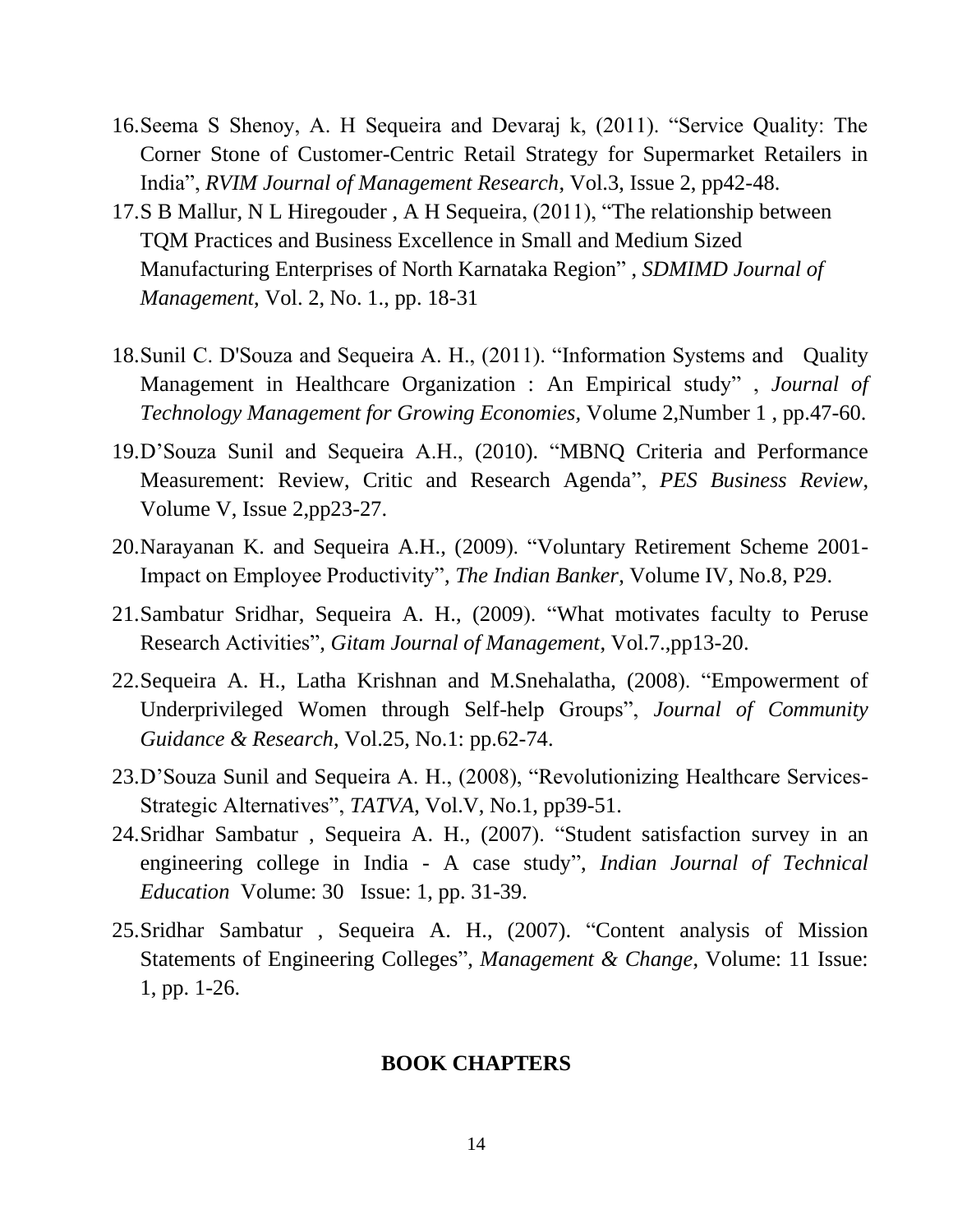16. Seema S Shenoy, A. H Sequeira and Devaraj k, (2011). "Service Quality: The Corner Stone of Customer-Centric Retail Strategy for Supermarket Retailers in India", *RVIM Journal of Management Research*, Vol.3, Issue 2, pp42-48.
17. S B Mallur, N L Hiregouder , A H Sequeira, (2011), "The relationship between TQM Practices and Business Excellence in Small and Medium Sized Manufacturing Enterprises of North Karnataka Region" , *SDMIMD Journal of Management*, Vol. 2, No. 1., pp. 18-31
18. Sunil C. D'Souza and Sequeira A. H., (2011). "Information Systems and Quality Management in Healthcare Organization : An Empirical study" , *Journal of Technology Management for Growing Economies*, Volume 2,Number 1 , pp.47-60.
19. D'Souza Sunil and Sequeira A.H., (2010). "MBNQ Criteria and Performance Measurement: Review, Critic and Research Agenda", *PES Business Review*, Volume V, Issue 2,pp23-27.
20. Narayanan K. and Sequeira A.H., (2009). "Voluntary Retirement Scheme 2001- Impact on Employee Productivity", *The Indian Banker*, Volume IV, No.8, P29.
21. Sambatur Sridhar, Sequeira A. H., (2009). "What motivates faculty to Peruse Research Activities", *Gitam Journal of Management*, Vol.7.,pp13-20.
22. Sequeira A. H., Latha Krishnan and M.Snehalatha, (2008). "Empowerment of Underprivileged Women through Self-help Groups", *Journal of Community Guidance & Research*, Vol.25, No.1: pp.62-74.
23. D'Souza Sunil and Sequeira A. H., (2008), "Revolutionizing Healthcare Services- Strategic Alternatives", *TATVA*, Vol.V, No.1, pp39-51.
24. Sridhar Sambatur , Sequeira A. H., (2007). "Student satisfaction survey in an engineering college in India - A case study", *Indian Journal of Technical Education* Volume: 30 Issue: 1, pp. 31-39.
25. Sridhar Sambatur , Sequeira A. H., (2007). "Content analysis of Mission Statements of Engineering Colleges", *Management & Change*, Volume: 11 Issue: 1, pp. 1-26.

## BOOK CHAPTERS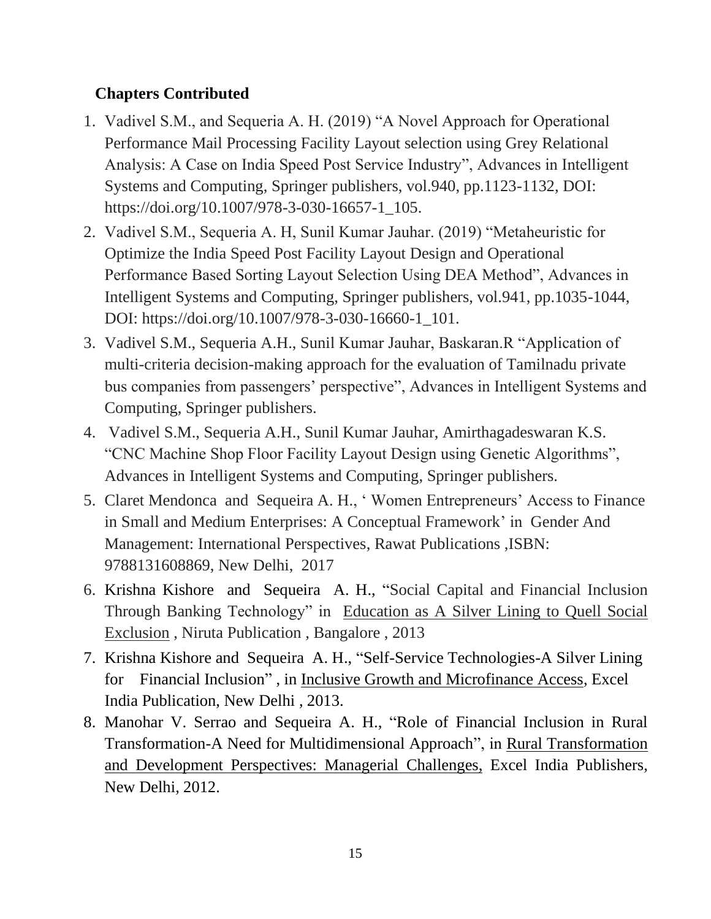**Chapters Contributed**

1. Vadivel S.M., and Sequeria A. H. (2019) "A Novel Approach for Operational Performance Mail Processing Facility Layout selection using Grey Relational Analysis: A Case on India Speed Post Service Industry", Advances in Intelligent Systems and Computing, Springer publishers, vol.940, pp.1123-1132, DOI: https://doi.org/10.1007/978-3-030-16657-1_105.
2. Vadivel S.M., Sequeria A. H, Sunil Kumar Jauhar. (2019) "Metaheuristic for Optimize the India Speed Post Facility Layout Design and Operational Performance Based Sorting Layout Selection Using DEA Method", Advances in Intelligent Systems and Computing, Springer publishers, vol.941, pp.1035-1044, DOI: https://doi.org/10.1007/978-3-030-16660-1_101.
3. Vadivel S.M., Sequeria A.H., Sunil Kumar Jauhar, Baskaran.R "Application of multi-criteria decision-making approach for the evaluation of Tamilnadu private bus companies from passengers' perspective", Advances in Intelligent Systems and Computing, Springer publishers.
4. Vadivel S.M., Sequeria A.H., Sunil Kumar Jauhar, Amirthagadeswaran K.S. "CNC Machine Shop Floor Facility Layout Design using Genetic Algorithms", Advances in Intelligent Systems and Computing, Springer publishers.
5. Claret Mendonca and Sequeira A. H., ' Women Entrepreneurs' Access to Finance in Small and Medium Enterprises: A Conceptual Framework' in Gender And Management: International Perspectives, Rawat Publications ,ISBN: 9788131608869, New Delhi, 2017
6. Krishna Kishore and Sequeira A. H., "Social Capital and Financial Inclusion Through Banking Technology" in Education as A Silver Lining to Quell Social Exclusion , Niruta Publication , Bangalore , 2013
7. Krishna Kishore and Sequeira A. H., "Self-Service Technologies-A Silver Lining for Financial Inclusion" , in Inclusive Growth and Microfinance Access, Excel India Publication, New Delhi , 2013.
8. Manohar V. Serrao and Sequeira A. H., "Role of Financial Inclusion in Rural Transformation-A Need for Multidimensional Approach", in Rural Transformation and Development Perspectives: Managerial Challenges, Excel India Publishers, New Delhi, 2012.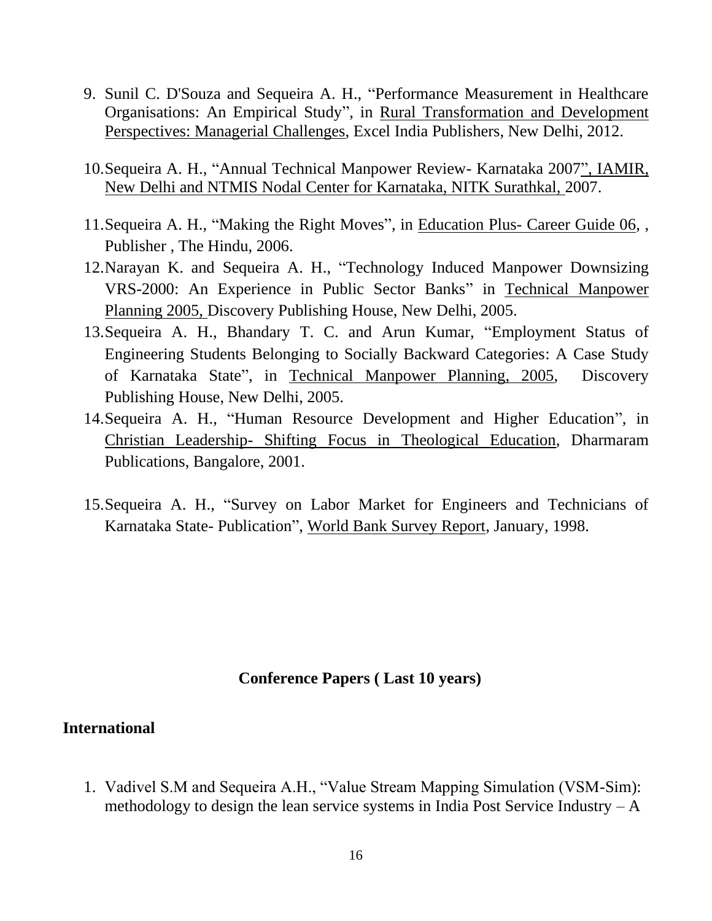9. Sunil C. D'Souza and Sequeira A. H., "Performance Measurement in Healthcare Organisations: An Empirical Study", in Rural Transformation and Development Perspectives: Managerial Challenges, Excel India Publishers, New Delhi, 2012.

10. Sequeira A. H., "Annual Technical Manpower Review- Karnataka 2007", IAMIR, New Delhi and NTMIS Nodal Center for Karnataka, NITK Surathkal, 2007.

11. Sequeira A. H., "Making the Right Moves", in Education Plus- Career Guide 06, , Publisher , The Hindu, 2006.

12. Narayan K. and Sequeira A. H., "Technology Induced Manpower Downsizing VRS-2000: An Experience in Public Sector Banks" in Technical Manpower Planning 2005, Discovery Publishing House, New Delhi, 2005.

13. Sequeira A. H., Bhandary T. C. and Arun Kumar, "Employment Status of Engineering Students Belonging to Socially Backward Categories: A Case Study of Karnataka State", in Technical Manpower Planning, 2005, Discovery Publishing House, New Delhi, 2005.

14. Sequeira A. H., "Human Resource Development and Higher Education", in Christian Leadership- Shifting Focus in Theological Education, Dharmaram Publications, Bangalore, 2001.

15. Sequeira A. H., "Survey on Labor Market for Engineers and Technicians of Karnataka State- Publication", World Bank Survey Report, January, 1998.

## Conference Papers ( Last 10 years)

### International

1. Vadivel S.M and Sequeira A.H., "Value Stream Mapping Simulation (VSM-Sim): methodology to design the lean service systems in India Post Service Industry – A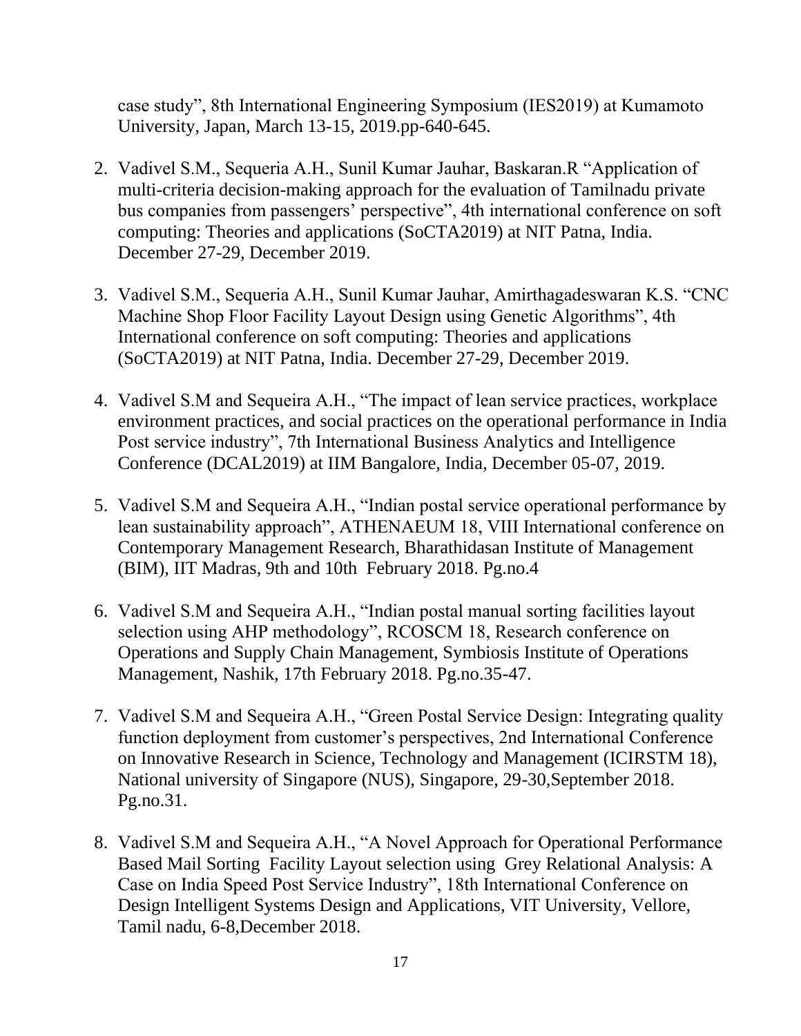case study", 8th International Engineering Symposium (IES2019) at Kumamoto University, Japan, March 13-15, 2019.pp-640-645.

2. Vadivel S.M., Sequeria A.H., Sunil Kumar Jauhar, Baskaran.R "Application of multi-criteria decision-making approach for the evaluation of Tamilnadu private bus companies from passengers' perspective", 4th international conference on soft computing: Theories and applications (SoCTA2019) at NIT Patna, India. December 27-29, December 2019.

3. Vadivel S.M., Sequeria A.H., Sunil Kumar Jauhar, Amirthagadeswaran K.S. "CNC Machine Shop Floor Facility Layout Design using Genetic Algorithms", 4th International conference on soft computing: Theories and applications (SoCTA2019) at NIT Patna, India. December 27-29, December 2019.

4. Vadivel S.M and Sequeira A.H., "The impact of lean service practices, workplace environment practices, and social practices on the operational performance in India Post service industry", 7th International Business Analytics and Intelligence Conference (DCAL2019) at IIM Bangalore, India, December 05-07, 2019.

5. Vadivel S.M and Sequeira A.H., "Indian postal service operational performance by lean sustainability approach", ATHENAEUM 18, VIII International conference on Contemporary Management Research, Bharathidasan Institute of Management (BIM), IIT Madras, 9th and 10th February 2018. Pg.no.4

6. Vadivel S.M and Sequeira A.H., "Indian postal manual sorting facilities layout selection using AHP methodology", RCOSCM 18, Research conference on Operations and Supply Chain Management, Symbiosis Institute of Operations Management, Nashik, 17th February 2018. Pg.no.35-47.

7. Vadivel S.M and Sequeira A.H., "Green Postal Service Design: Integrating quality function deployment from customer's perspectives, 2nd International Conference on Innovative Research in Science, Technology and Management (ICIRSTM 18), National university of Singapore (NUS), Singapore, 29-30,September 2018. Pg.no.31.

8. Vadivel S.M and Sequeira A.H., "A Novel Approach for Operational Performance Based Mail Sorting Facility Layout selection using Grey Relational Analysis: A Case on India Speed Post Service Industry", 18th International Conference on Design Intelligent Systems Design and Applications, VIT University, Vellore, Tamil nadu, 6-8,December 2018.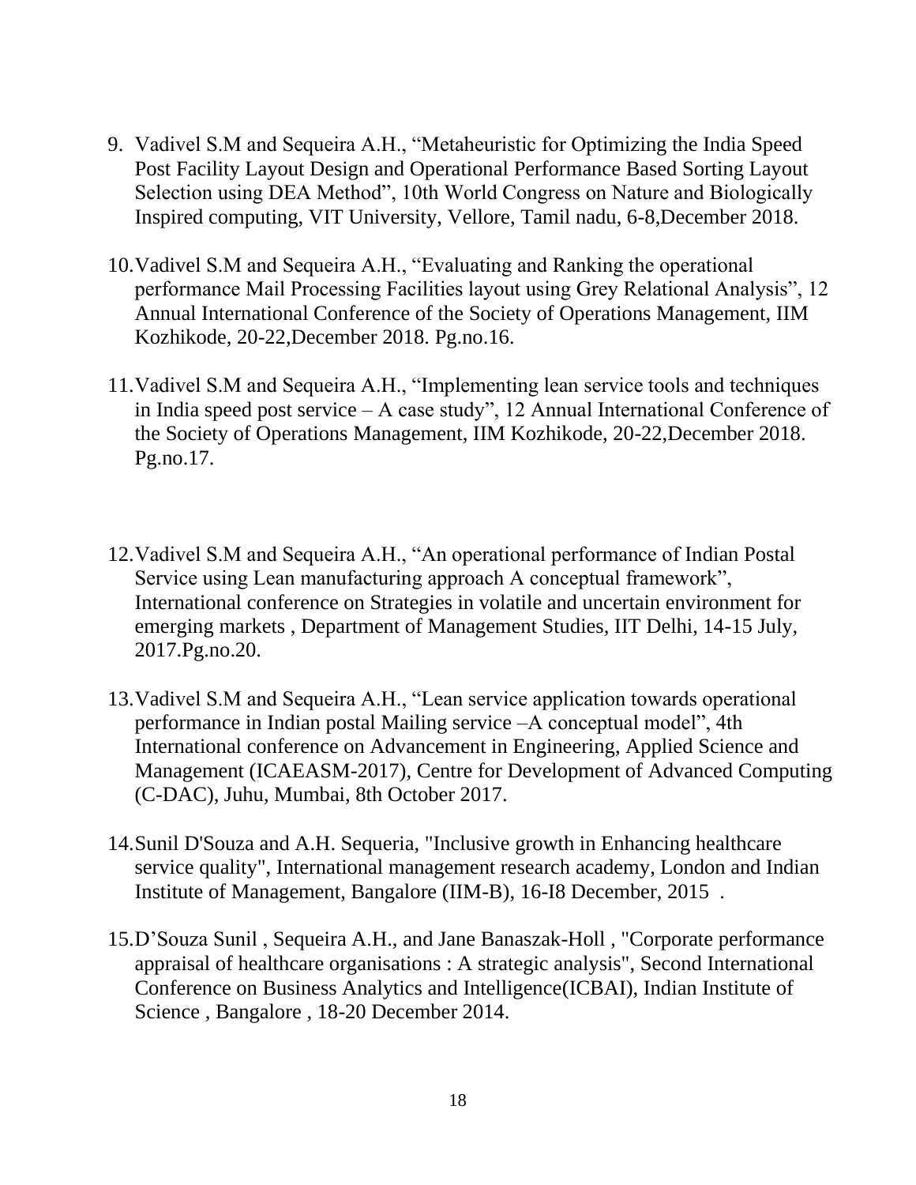9. Vadivel S.M and Sequeira A.H., "Metaheuristic for Optimizing the India Speed Post Facility Layout Design and Operational Performance Based Sorting Layout Selection using DEA Method", 10th World Congress on Nature and Biologically Inspired computing, VIT University, Vellore, Tamil nadu, 6-8,December 2018.

10. Vadivel S.M and Sequeira A.H., "Evaluating and Ranking the operational performance Mail Processing Facilities layout using Grey Relational Analysis", 12 Annual International Conference of the Society of Operations Management, IIM Kozhikode, 20-22,December 2018. Pg.no.16.

11. Vadivel S.M and Sequeira A.H., "Implementing lean service tools and techniques in India speed post service – A case study", 12 Annual International Conference of the Society of Operations Management, IIM Kozhikode, 20-22,December 2018. Pg.no.17.

12. Vadivel S.M and Sequeira A.H., "An operational performance of Indian Postal Service using Lean manufacturing approach A conceptual framework", International conference on Strategies in volatile and uncertain environment for emerging markets , Department of Management Studies, IIT Delhi, 14-15 July, 2017.Pg.no.20.

13. Vadivel S.M and Sequeira A.H., "Lean service application towards operational performance in Indian postal Mailing service –A conceptual model", 4th International conference on Advancement in Engineering, Applied Science and Management (ICAEASM-2017), Centre for Development of Advanced Computing (C-DAC), Juhu, Mumbai, 8th October 2017.

14. Sunil D'Souza and A.H. Sequeria, "Inclusive growth in Enhancing healthcare service quality", International management research academy, London and Indian Institute of Management, Bangalore (IIM-B), 16-I8 December, 2015 .

15. D'Souza Sunil , Sequeira A.H., and Jane Banaszak-Holl , "Corporate performance appraisal of healthcare organisations : A strategic analysis", Second International Conference on Business Analytics and Intelligence(ICBAI), Indian Institute of Science , Bangalore , 18-20 December 2014.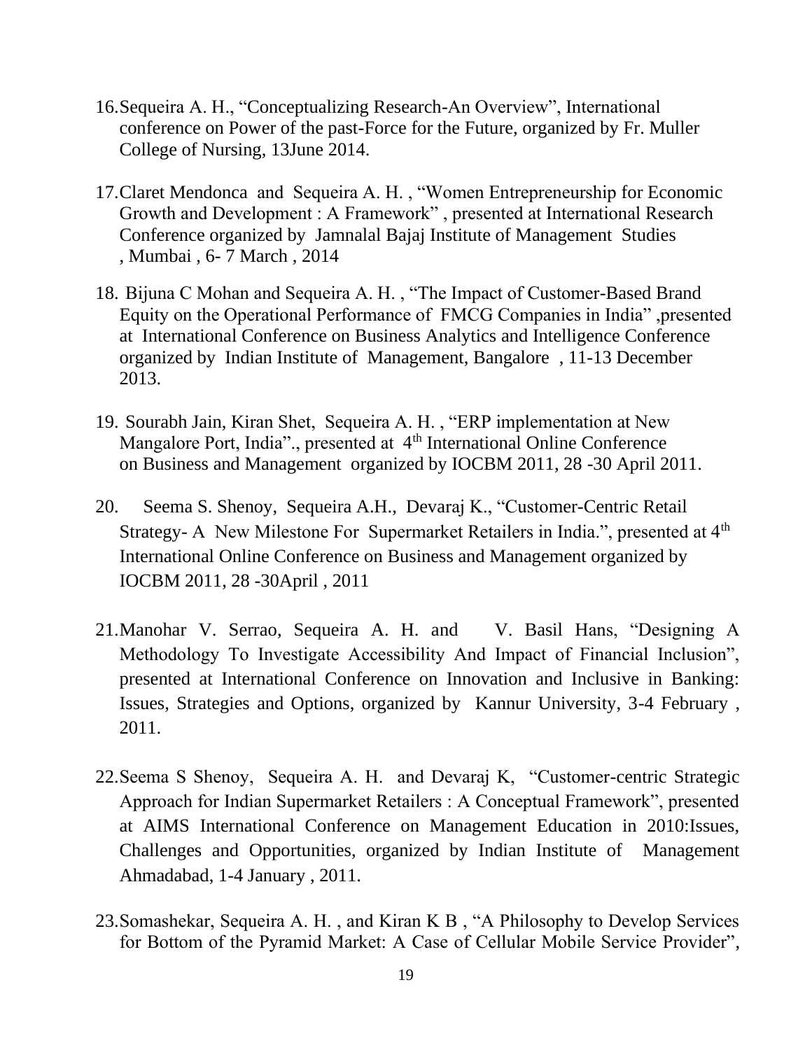16. Sequeira A. H., "Conceptualizing Research-An Overview", International conference on Power of the past-Force for the Future, organized by Fr. Muller College of Nursing, 13June 2014.

17. Claret Mendonca and Sequeira A. H. , "Women Entrepreneurship for Economic Growth and Development : A Framework" , presented at International Research Conference organized by Jamnalal Bajaj Institute of Management Studies , Mumbai , 6- 7 March , 2014

18. Bijuna C Mohan and Sequeira A. H. , "The Impact of Customer-Based Brand Equity on the Operational Performance of FMCG Companies in India" ,presented at International Conference on Business Analytics and Intelligence Conference organized by Indian Institute of Management, Bangalore , 11-13 December 2013.

19. Sourabh Jain, Kiran Shet, Sequeira A. H. , "ERP implementation at New Mangalore Port, India"., presented at 4th International Online Conference on Business and Management organized by IOCBM 2011, 28 -30 April 2011.

20. Seema S. Shenoy, Sequeira A.H., Devaraj K., "Customer-Centric Retail Strategy- A New Milestone For Supermarket Retailers in India.", presented at 4th International Online Conference on Business and Management organized by IOCBM 2011, 28 -30April , 2011

21. Manohar V. Serrao, Sequeira A. H. and V. Basil Hans, "Designing A Methodology To Investigate Accessibility And Impact of Financial Inclusion", presented at International Conference on Innovation and Inclusive in Banking: Issues, Strategies and Options, organized by Kannur University, 3-4 February , 2011.

22. Seema S Shenoy, Sequeira A. H. and Devaraj K, "Customer-centric Strategic Approach for Indian Supermarket Retailers : A Conceptual Framework", presented at AIMS International Conference on Management Education in 2010:Issues, Challenges and Opportunities, organized by Indian Institute of Management Ahmadabad, 1-4 January , 2011.

23. Somashekar, Sequeira A. H. , and Kiran K B , "A Philosophy to Develop Services for Bottom of the Pyramid Market: A Case of Cellular Mobile Service Provider",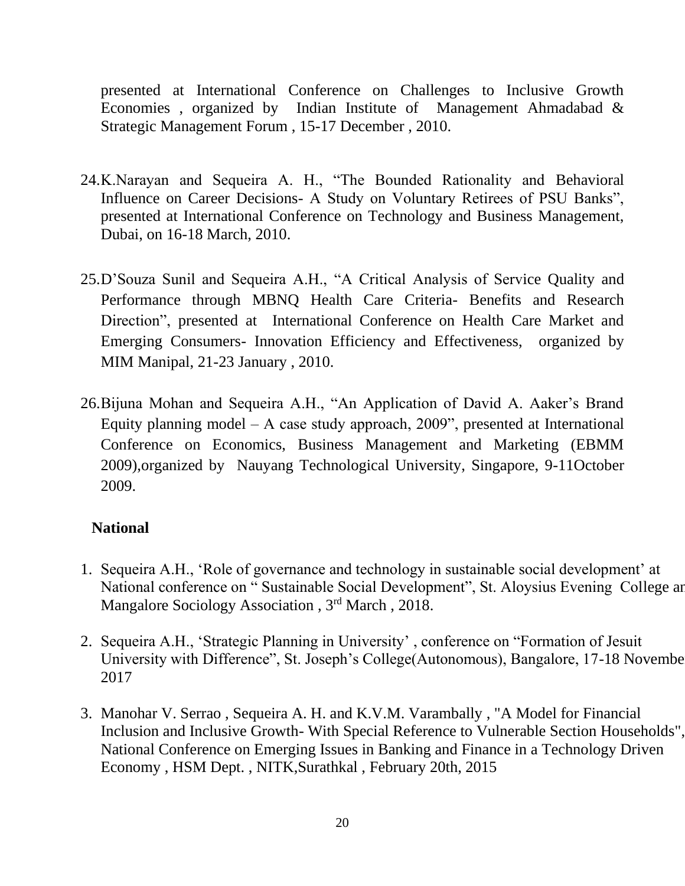presented at International Conference on Challenges to Inclusive Growth Economies , organized by Indian Institute of Management Ahmadabad & Strategic Management Forum , 15-17 December , 2010.

24. K.Narayan and Sequeira A. H., “The Bounded Rationality and Behavioral Influence on Career Decisions- A Study on Voluntary Retirees of PSU Banks”, presented at International Conference on Technology and Business Management, Dubai, on 16-18 March, 2010.

25. D’Souza Sunil and Sequeira A.H., “A Critical Analysis of Service Quality and Performance through MBNQ Health Care Criteria- Benefits and Research Direction”, presented at International Conference on Health Care Market and Emerging Consumers- Innovation Efficiency and Effectiveness, organized by MIM Manipal, 21-23 January , 2010.

26. Bijuna Mohan and Sequeira A.H., “An Application of David A. Aaker’s Brand Equity planning model – A case study approach, 2009”, presented at International Conference on Economics, Business Management and Marketing (EBMM 2009),organized by Nauyang Technological University, Singapore, 9-11October 2009.

**National**

1. Sequeira A.H., ‘Role of governance and technology in sustainable social development’ at National conference on “ Sustainable Social Development”, St. Aloysius Evening College an Mangalore Sociology Association , 3rd March , 2018.

2. Sequeira A.H., ‘Strategic Planning in University’ , conference on “Formation of Jesuit University with Difference”, St. Joseph’s College(Autonomous), Bangalore, 17-18 Novembe 2017

3. Manohar V. Serrao , Sequeira A. H. and K.V.M. Varambally , "A Model for Financial Inclusion and Inclusive Growth- With Special Reference to Vulnerable Section Households", National Conference on Emerging Issues in Banking and Finance in a Technology Driven Economy , HSM Dept. , NITK,Surathkal , February 20th, 2015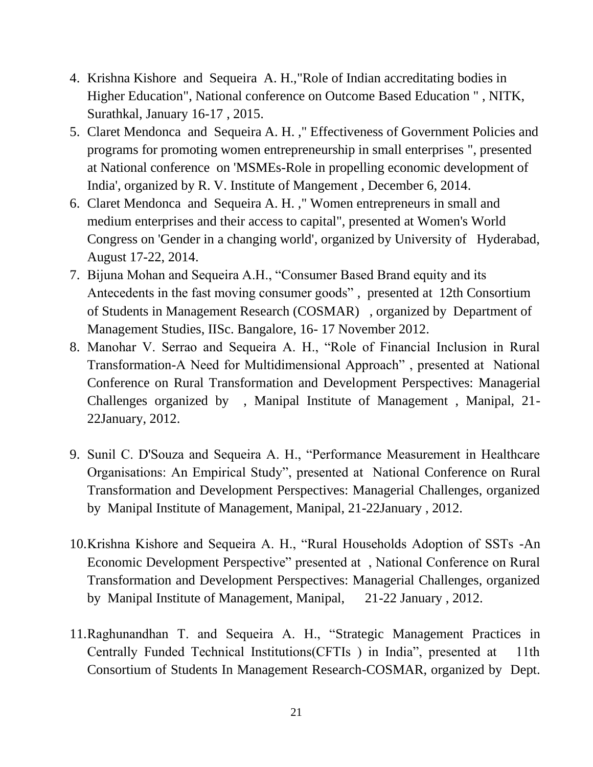4. Krishna Kishore and Sequeira A. H.,"Role of Indian accreditating bodies in Higher Education", National conference on Outcome Based Education " , NITK, Surathkal, January 16-17 , 2015.
5. Claret Mendonca and Sequeira A. H. ," Effectiveness of Government Policies and programs for promoting women entrepreneurship in small enterprises ", presented at National conference on 'MSMEs-Role in propelling economic development of India', organized by R. V. Institute of Mangement , December 6, 2014.
6. Claret Mendonca and Sequeira A. H. ," Women entrepreneurs in small and medium enterprises and their access to capital", presented at Women's World Congress on 'Gender in a changing world', organized by University of Hyderabad, August 17-22, 2014.
7. Bijuna Mohan and Sequeira A.H., "Consumer Based Brand equity and its Antecedents in the fast moving consumer goods" , presented at 12th Consortium of Students in Management Research (COSMAR) , organized by Department of Management Studies, IISc. Bangalore, 16- 17 November 2012.
8. Manohar V. Serrao and Sequeira A. H., "Role of Financial Inclusion in Rural Transformation-A Need for Multidimensional Approach" , presented at National Conference on Rural Transformation and Development Perspectives: Managerial Challenges organized by , Manipal Institute of Management , Manipal, 21-22January, 2012.
9. Sunil C. D'Souza and Sequeira A. H., "Performance Measurement in Healthcare Organisations: An Empirical Study", presented at National Conference on Rural Transformation and Development Perspectives: Managerial Challenges, organized by Manipal Institute of Management, Manipal, 21-22January , 2012.
10. Krishna Kishore and Sequeira A. H., "Rural Households Adoption of SSTs -An Economic Development Perspective" presented at , National Conference on Rural Transformation and Development Perspectives: Managerial Challenges, organized by Manipal Institute of Management, Manipal, 21-22 January , 2012.
11. Raghunandhan T. and Sequeira A. H., "Strategic Management Practices in Centrally Funded Technical Institutions(CFTIs ) in India", presented at 11th Consortium of Students In Management Research-COSMAR, organized by Dept.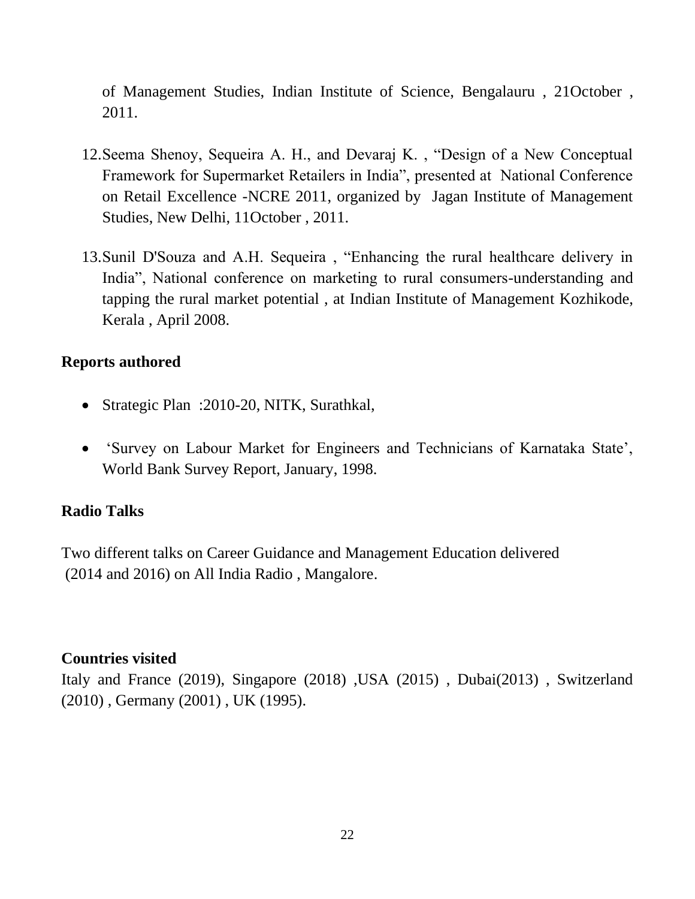of Management Studies, Indian Institute of Science, Bengalauru , 21October , 2011.

12. Seema Shenoy, Sequeira A. H., and Devaraj K. , "Design of a New Conceptual Framework for Supermarket Retailers in India", presented at National Conference on Retail Excellence -NCRE 2011, organized by Jagan Institute of Management Studies, New Delhi, 11October , 2011.

13. Sunil D'Souza and A.H. Sequeira , "Enhancing the rural healthcare delivery in India", National conference on marketing to rural consumers-understanding and tapping the rural market potential , at Indian Institute of Management Kozhikode, Kerala , April 2008.

**Reports authored**

- Strategic Plan :2010-20, NITK, Surathkal,
- 'Survey on Labour Market for Engineers and Technicians of Karnataka State', World Bank Survey Report, January, 1998.

**Radio Talks**

Two different talks on Career Guidance and Management Education delivered (2014 and 2016) on All India Radio , Mangalore.

**Countries visited**

Italy and France (2019), Singapore (2018) ,USA (2015) , Dubai(2013) , Switzerland (2010) , Germany (2001) , UK (1995).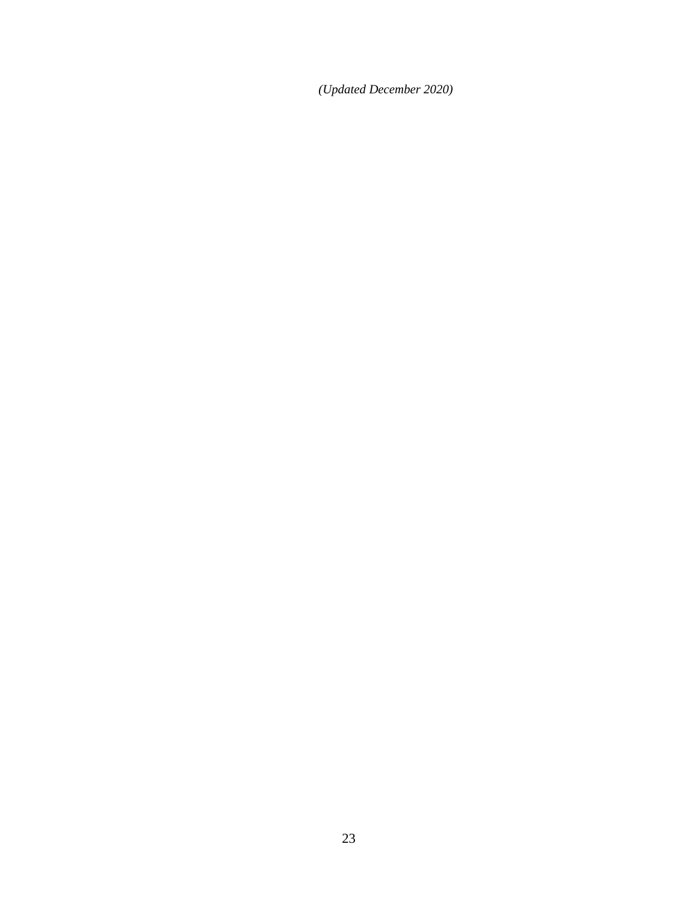*(Updated December 2020)*